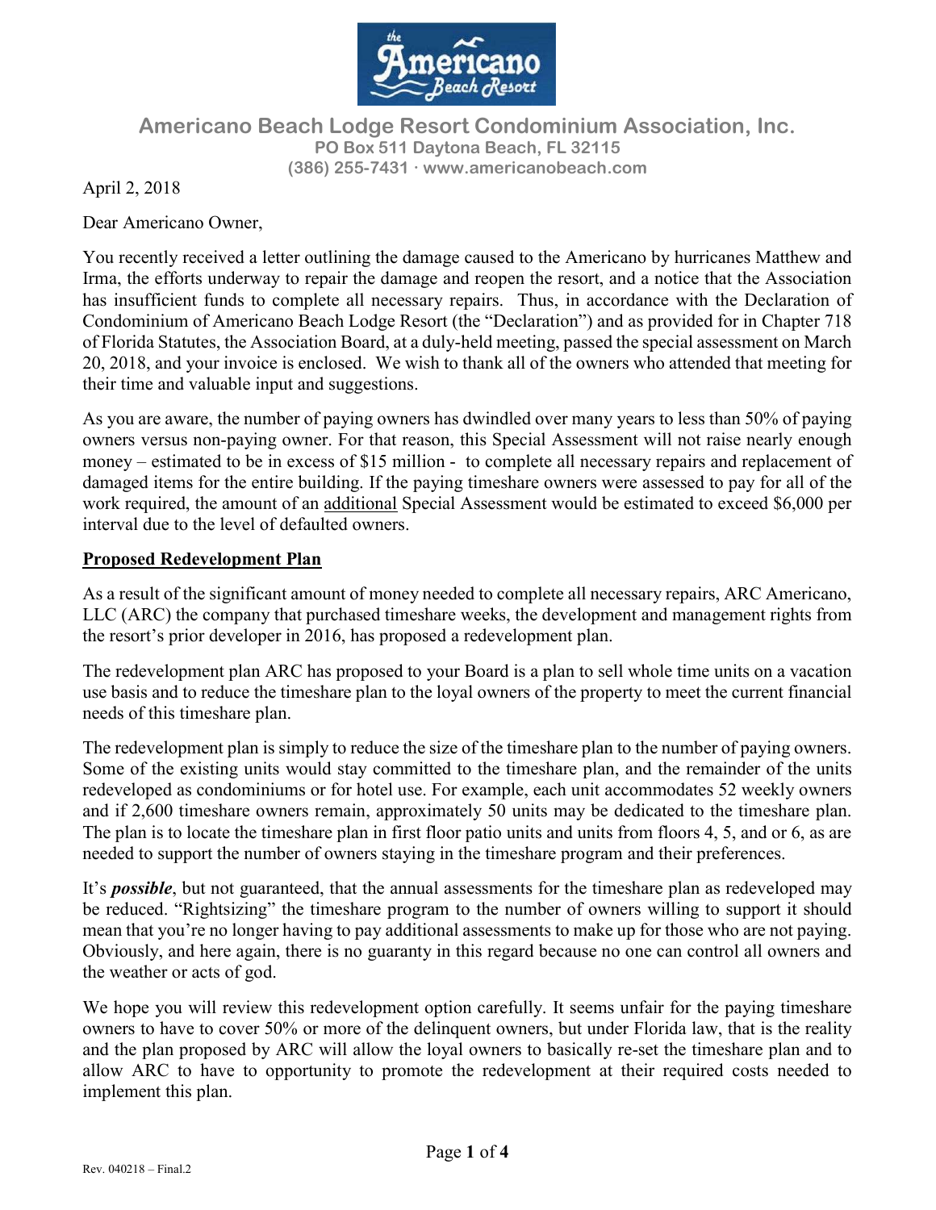# Americano Beach Lodge Resort Condominium Association, Inc.

**PO Box 511 Daytona Beach, FL 32115**
**(386) 255-7431 · www.americanobeach.com**

April 2, 2018

Dear Americano Owner,

You recently received a letter outlining the damage caused to the Americano by hurricanes Matthew and Irma, the efforts underway to repair the damage and reopen the resort, and a notice that the Association has insufficient funds to complete all necessary repairs. Thus, in accordance with the Declaration of Condominium of Americano Beach Lodge Resort (the "Declaration") and as provided for in Chapter 718 of Florida Statutes, the Association Board, at a duly-held meeting, passed the special assessment on March 20, 2018, and your invoice is enclosed. We wish to thank all of the owners who attended that meeting for their time and valuable input and suggestions.

As you are aware, the number of paying owners has dwindled over many years to less than 50% of paying owners versus non-paying owner. For that reason, this Special Assessment will not raise nearly enough money – estimated to be in excess of $15 million - to complete all necessary repairs and replacement of damaged items for the entire building. If the paying timeshare owners were assessed to pay for all of the work required, the amount of an <u>additional</u> Special Assessment would be estimated to exceed $6,000 per interval due to the level of defaulted owners.

## <u>Proposed Redevelopment Plan</u>

As a result of the significant amount of money needed to complete all necessary repairs, ARC Americano, LLC (ARC) the company that purchased timeshare weeks, the development and management rights from the resort's prior developer in 2016, has proposed a redevelopment plan.

The redevelopment plan ARC has proposed to your Board is a plan to sell whole time units on a vacation use basis and to reduce the timeshare plan to the loyal owners of the property to meet the current financial needs of this timeshare plan.

The redevelopment plan is simply to reduce the size of the timeshare plan to the number of paying owners. Some of the existing units would stay committed to the timeshare plan, and the remainder of the units redeveloped as condominiums or for hotel use. For example, each unit accommodates 52 weekly owners and if 2,600 timeshare owners remain, approximately 50 units may be dedicated to the timeshare plan. The plan is to locate the timeshare plan in first floor patio units and units from floors 4, 5, and or 6, as are needed to support the number of owners staying in the timeshare program and their preferences.

It's ***possible***, but not guaranteed, that the annual assessments for the timeshare plan as redeveloped may be reduced. "Rightsizing" the timeshare program to the number of owners willing to support it should mean that you're no longer having to pay additional assessments to make up for those who are not paying. Obviously, and here again, there is no guaranty in this regard because no one can control all owners and the weather or acts of god.

We hope you will review this redevelopment option carefully. It seems unfair for the paying timeshare owners to have to cover 50% or more of the delinquent owners, but under Florida law, that is the reality and the plan proposed by ARC will allow the loyal owners to basically re-set the timeshare plan and to allow ARC to have to opportunity to promote the redevelopment at their required costs needed to implement this plan.

Rev. 040218 – Final.2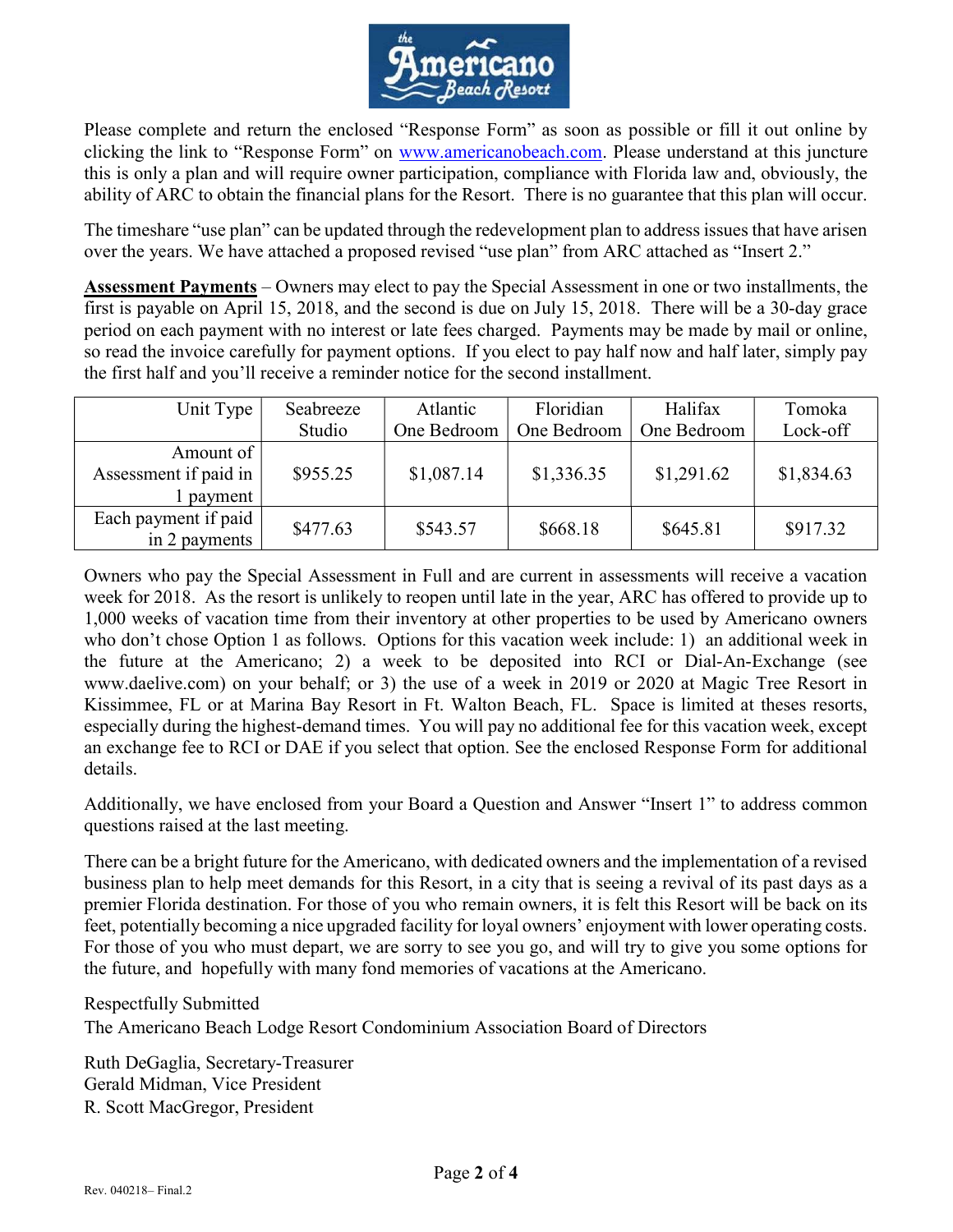Please complete and return the enclosed "Response Form" as soon as possible or fill it out online by clicking the link to "Response Form" on www.americanobeach.com. Please understand at this juncture this is only a plan and will require owner participation, compliance with Florida law and, obviously, the ability of ARC to obtain the financial plans for the Resort. There is no guarantee that this plan will occur.

The timeshare "use plan" can be updated through the redevelopment plan to address issues that have arisen over the years. We have attached a proposed revised "use plan" from ARC attached as "Insert 2."

**Assessment Payments** – Owners may elect to pay the Special Assessment in one or two installments, the first is payable on April 15, 2018, and the second is due on July 15, 2018. There will be a 30-day grace period on each payment with no interest or late fees charged. Payments may be made by mail or online, so read the invoice carefully for payment options. If you elect to pay half now and half later, simply pay the first half and you'll receive a reminder notice for the second installment.

| Unit Type | Seabreeze Studio | Atlantic One Bedroom | Floridian One Bedroom | Halifax One Bedroom | Tomoka Lock-off |
|---|---|---|---|---|---|
| Amount of Assessment if paid in 1 payment | $955.25 | $1,087.14 | $1,336.35 | $1,291.62 | $1,834.63 |
| Each payment if paid in 2 payments | $477.63 | $543.57 | $668.18 | $645.81 | $917.32 |

Owners who pay the Special Assessment in Full and are current in assessments will receive a vacation week for 2018. As the resort is unlikely to reopen until late in the year, ARC has offered to provide up to 1,000 weeks of vacation time from their inventory at other properties to be used by Americano owners who don't chose Option 1 as follows. Options for this vacation week include: 1) an additional week in the future at the Americano; 2) a week to be deposited into RCI or Dial-An-Exchange (see www.daelive.com) on your behalf; or 3) the use of a week in 2019 or 2020 at Magic Tree Resort in Kissimmee, FL or at Marina Bay Resort in Ft. Walton Beach, FL. Space is limited at theses resorts, especially during the highest-demand times. You will pay no additional fee for this vacation week, except an exchange fee to RCI or DAE if you select that option. See the enclosed Response Form for additional details.

Additionally, we have enclosed from your Board a Question and Answer "Insert 1" to address common questions raised at the last meeting.

There can be a bright future for the Americano, with dedicated owners and the implementation of a revised business plan to help meet demands for this Resort, in a city that is seeing a revival of its past days as a premier Florida destination. For those of you who remain owners, it is felt this Resort will be back on its feet, potentially becoming a nice upgraded facility for loyal owners' enjoyment with lower operating costs. For those of you who must depart, we are sorry to see you go, and will try to give you some options for the future, and hopefully with many fond memories of vacations at the Americano.

Respectfully Submitted
The Americano Beach Lodge Resort Condominium Association Board of Directors

Ruth DeGaglia, Secretary-Treasurer
Gerald Midman, Vice President
R. Scott MacGregor, President

Rev. 040218– Final.2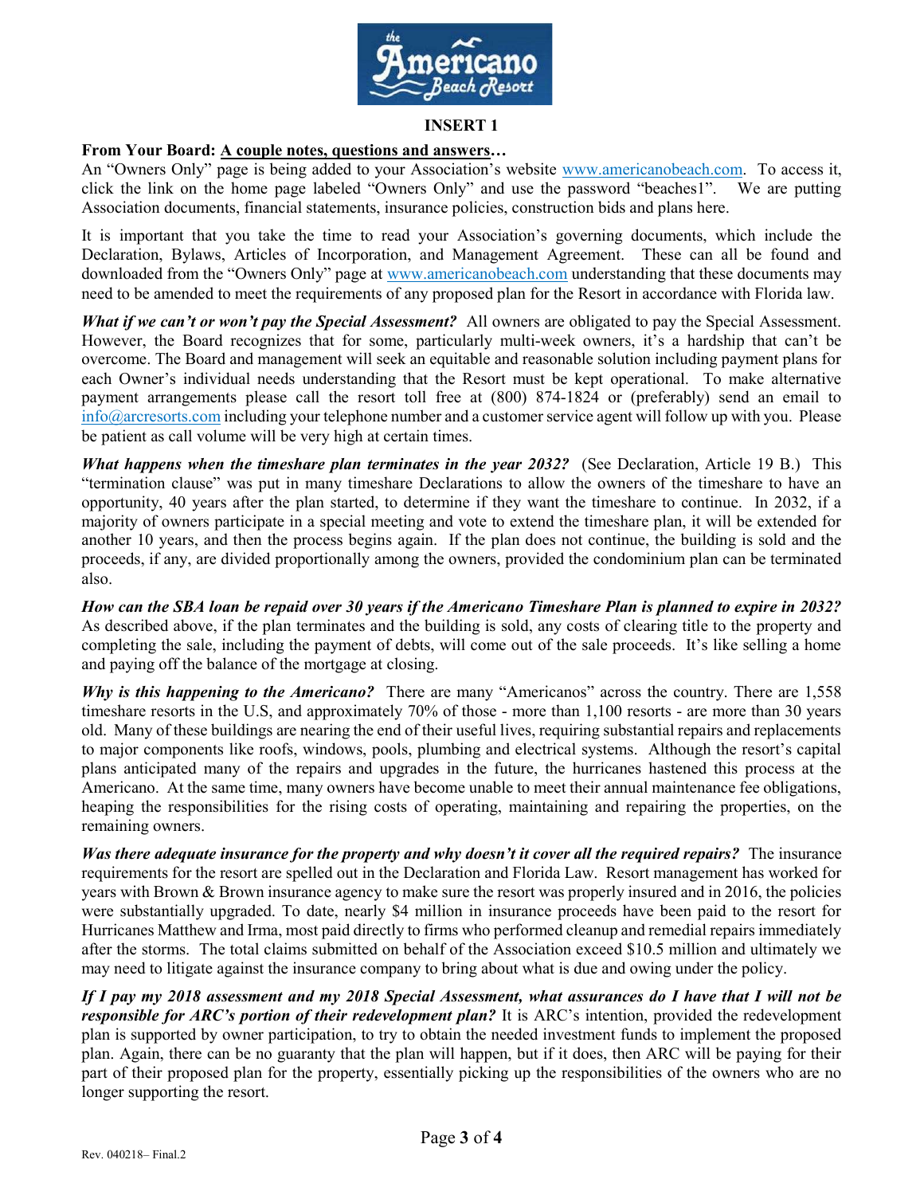**INSERT 1**

**From Your Board: <u>A couple notes, questions and answers…</u>**

An "Owners Only" page is being added to your Association's website www.americanobeach.com. To access it, click the link on the home page labeled "Owners Only" and use the password "beaches1". We are putting Association documents, financial statements, insurance policies, construction bids and plans here.

It is important that you take the time to read your Association's governing documents, which include the Declaration, Bylaws, Articles of Incorporation, and Management Agreement. These can all be found and downloaded from the "Owners Only" page at www.americanobeach.com understanding that these documents may need to be amended to meet the requirements of any proposed plan for the Resort in accordance with Florida law.

***What if we can't or won't pay the Special Assessment?*** All owners are obligated to pay the Special Assessment. However, the Board recognizes that for some, particularly multi-week owners, it's a hardship that can't be overcome. The Board and management will seek an equitable and reasonable solution including payment plans for each Owner's individual needs understanding that the Resort must be kept operational. To make alternative payment arrangements please call the resort toll free at (800) 874-1824 or (preferably) send an email to info@arcresorts.com including your telephone number and a customer service agent will follow up with you. Please be patient as call volume will be very high at certain times.

***What happens when the timeshare plan terminates in the year 2032?*** (See Declaration, Article 19 B.) This "termination clause" was put in many timeshare Declarations to allow the owners of the timeshare to have an opportunity, 40 years after the plan started, to determine if they want the timeshare to continue. In 2032, if a majority of owners participate in a special meeting and vote to extend the timeshare plan, it will be extended for another 10 years, and then the process begins again. If the plan does not continue, the building is sold and the proceeds, if any, are divided proportionally among the owners, provided the condominium plan can be terminated also.

***How can the SBA loan be repaid over 30 years if the Americano Timeshare Plan is planned to expire in 2032?*** As described above, if the plan terminates and the building is sold, any costs of clearing title to the property and completing the sale, including the payment of debts, will come out of the sale proceeds. It's like selling a home and paying off the balance of the mortgage at closing.

***Why is this happening to the Americano?*** There are many "Americanos" across the country. There are 1,558 timeshare resorts in the U.S, and approximately 70% of those - more than 1,100 resorts - are more than 30 years old. Many of these buildings are nearing the end of their useful lives, requiring substantial repairs and replacements to major components like roofs, windows, pools, plumbing and electrical systems. Although the resort's capital plans anticipated many of the repairs and upgrades in the future, the hurricanes hastened this process at the Americano. At the same time, many owners have become unable to meet their annual maintenance fee obligations, heaping the responsibilities for the rising costs of operating, maintaining and repairing the properties, on the remaining owners.

***Was there adequate insurance for the property and why doesn't it cover all the required repairs?*** The insurance requirements for the resort are spelled out in the Declaration and Florida Law. Resort management has worked for years with Brown & Brown insurance agency to make sure the resort was properly insured and in 2016, the policies were substantially upgraded. To date, nearly $4 million in insurance proceeds have been paid to the resort for Hurricanes Matthew and Irma, most paid directly to firms who performed cleanup and remedial repairs immediately after the storms. The total claims submitted on behalf of the Association exceed $10.5 million and ultimately we may need to litigate against the insurance company to bring about what is due and owing under the policy.

***If I pay my 2018 assessment and my 2018 Special Assessment, what assurances do I have that I will not be responsible for ARC's portion of their redevelopment plan?*** It is ARC's intention, provided the redevelopment plan is supported by owner participation, to try to obtain the needed investment funds to implement the proposed plan. Again, there can be no guaranty that the plan will happen, but if it does, then ARC will be paying for their part of their proposed plan for the property, essentially picking up the responsibilities of the owners who are no longer supporting the resort.

Rev. 040218– Final.2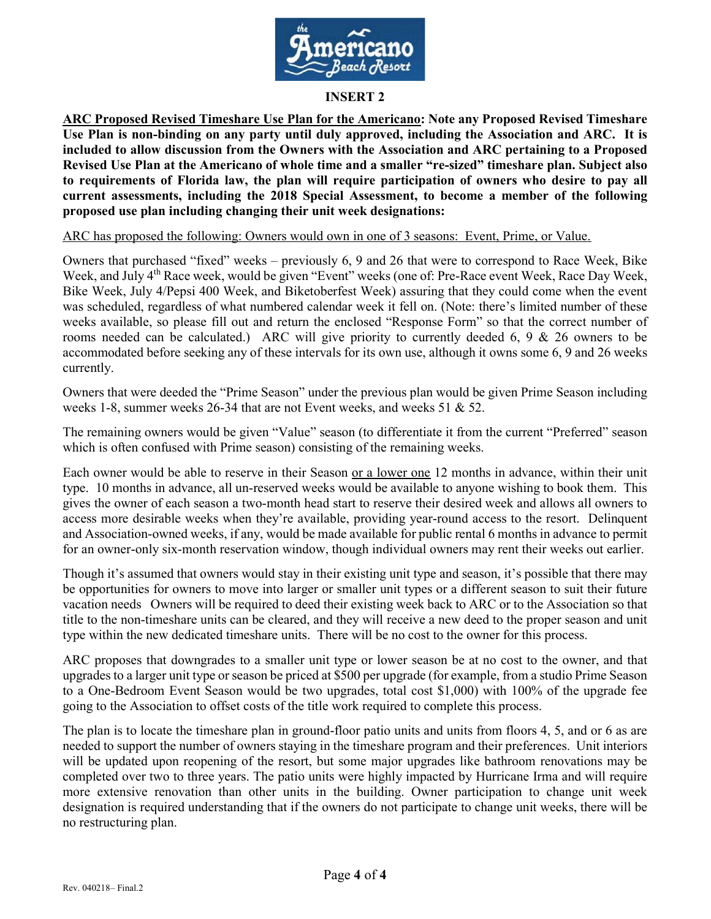## INSERT 2

**<u>ARC Proposed Revised Timeshare Use Plan for the Americano</u>: Note any Proposed Revised Timeshare Use Plan is non-binding on any party until duly approved, including the Association and ARC. It is included to allow discussion from the Owners with the Association and ARC pertaining to a Proposed Revised Use Plan at the Americano of whole time and a smaller "re-sized" timeshare plan. Subject also to requirements of Florida law, the plan will require participation of owners who desire to pay all current assessments, including the 2018 Special Assessment, to become a member of the following proposed use plan including changing their unit week designations:**

<u>ARC has proposed the following: Owners would own in one of 3 seasons: Event, Prime, or Value.</u>

Owners that purchased "fixed" weeks – previously 6, 9 and 26 that were to correspond to Race Week, Bike Week, and July 4th Race week, would be given "Event" weeks (one of: Pre-Race event Week, Race Day Week, Bike Week, July 4/Pepsi 400 Week, and Biketoberfest Week) assuring that they could come when the event was scheduled, regardless of what numbered calendar week it fell on. (Note: there's limited number of these weeks available, so please fill out and return the enclosed "Response Form" so that the correct number of rooms needed can be calculated.) ARC will give priority to currently deeded 6, 9 & 26 owners to be accommodated before seeking any of these intervals for its own use, although it owns some 6, 9 and 26 weeks currently.

Owners that were deeded the "Prime Season" under the previous plan would be given Prime Season including weeks 1-8, summer weeks 26-34 that are not Event weeks, and weeks 51 & 52.

The remaining owners would be given "Value" season (to differentiate it from the current "Preferred" season which is often confused with Prime season) consisting of the remaining weeks.

Each owner would be able to reserve in their Season <u>or a lower one</u> 12 months in advance, within their unit type. 10 months in advance, all un-reserved weeks would be available to anyone wishing to book them. This gives the owner of each season a two-month head start to reserve their desired week and allows all owners to access more desirable weeks when they're available, providing year-round access to the resort. Delinquent and Association-owned weeks, if any, would be made available for public rental 6 months in advance to permit for an owner-only six-month reservation window, though individual owners may rent their weeks out earlier.

Though it's assumed that owners would stay in their existing unit type and season, it's possible that there may be opportunities for owners to move into larger or smaller unit types or a different season to suit their future vacation needs Owners will be required to deed their existing week back to ARC or to the Association so that title to the non-timeshare units can be cleared, and they will receive a new deed to the proper season and unit type within the new dedicated timeshare units. There will be no cost to the owner for this process.

ARC proposes that downgrades to a smaller unit type or lower season be at no cost to the owner, and that upgrades to a larger unit type or season be priced at $500 per upgrade (for example, from a studio Prime Season to a One-Bedroom Event Season would be two upgrades, total cost $1,000) with 100% of the upgrade fee going to the Association to offset costs of the title work required to complete this process.

The plan is to locate the timeshare plan in ground-floor patio units and units from floors 4, 5, and or 6 as are needed to support the number of owners staying in the timeshare program and their preferences. Unit interiors will be updated upon reopening of the resort, but some major upgrades like bathroom renovations may be completed over two to three years. The patio units were highly impacted by Hurricane Irma and will require more extensive renovation than other units in the building. Owner participation to change unit week designation is required understanding that if the owners do not participate to change unit weeks, there will be no restructuring plan.